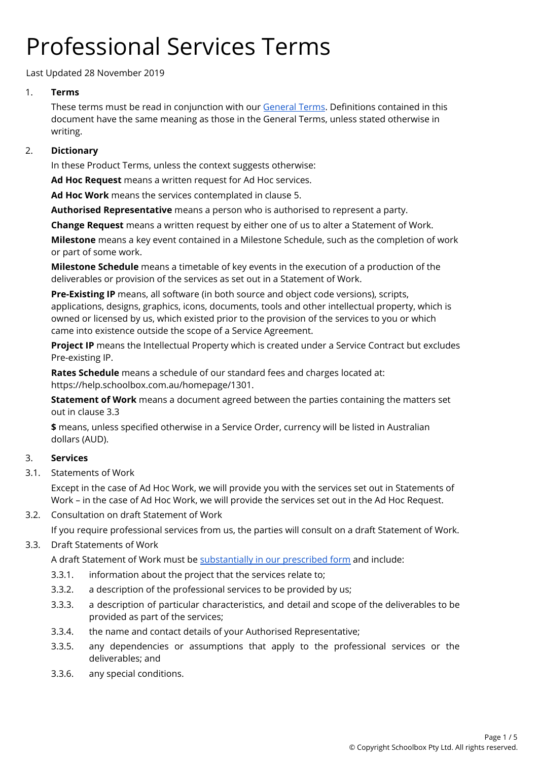# Professional Services Terms

Last Updated 28 November 2019

1. **Terms**

   These terms must be read in conjunction with our General Terms. Definitions contained in this document have the same meaning as those in the General Terms, unless stated otherwise in writing.

2. **Dictionary**

   In these Product Terms, unless the context suggests otherwise:

   **Ad Hoc Request** means a written request for Ad Hoc services.

   **Ad Hoc Work** means the services contemplated in clause 5.

   **Authorised Representative** means a person who is authorised to represent a party.

   **Change Request** means a written request by either one of us to alter a Statement of Work.

   **Milestone** means a key event contained in a Milestone Schedule, such as the completion of work or part of some work.

   **Milestone Schedule** means a timetable of key events in the execution of a production of the deliverables or provision of the services as set out in a Statement of Work.

   **Pre-Existing IP** means, all software (in both source and object code versions), scripts, applications, designs, graphics, icons, documents, tools and other intellectual property, which is owned or licensed by us, which existed prior to the provision of the services to you or which came into existence outside the scope of a Service Agreement.

   **Project IP** means the Intellectual Property which is created under a Service Contract but excludes Pre-existing IP.

   **Rates Schedule** means a schedule of our standard fees and charges located at: https://help.schoolbox.com.au/homepage/1301.

   **Statement of Work** means a document agreed between the parties containing the matters set out in clause 3.3

   **$** means, unless specified otherwise in a Service Order, currency will be listed in Australian dollars (AUD).

3. **Services**

3.1. Statements of Work

   Except in the case of Ad Hoc Work, we will provide you with the services set out in Statements of Work – in the case of Ad Hoc Work, we will provide the services set out in the Ad Hoc Request.

3.2. Consultation on draft Statement of Work

   If you require professional services from us, the parties will consult on a draft Statement of Work.

3.3. Draft Statements of Work

   A draft Statement of Work must be substantially in our prescribed form and include:

   3.3.1. information about the project that the services relate to;

   3.3.2. a description of the professional services to be provided by us;

   3.3.3. a description of particular characteristics, and detail and scope of the deliverables to be provided as part of the services;

   3.3.4. the name and contact details of your Authorised Representative;

   3.3.5. any dependencies or assumptions that apply to the professional services or the deliverables; and

   3.3.6. any special conditions.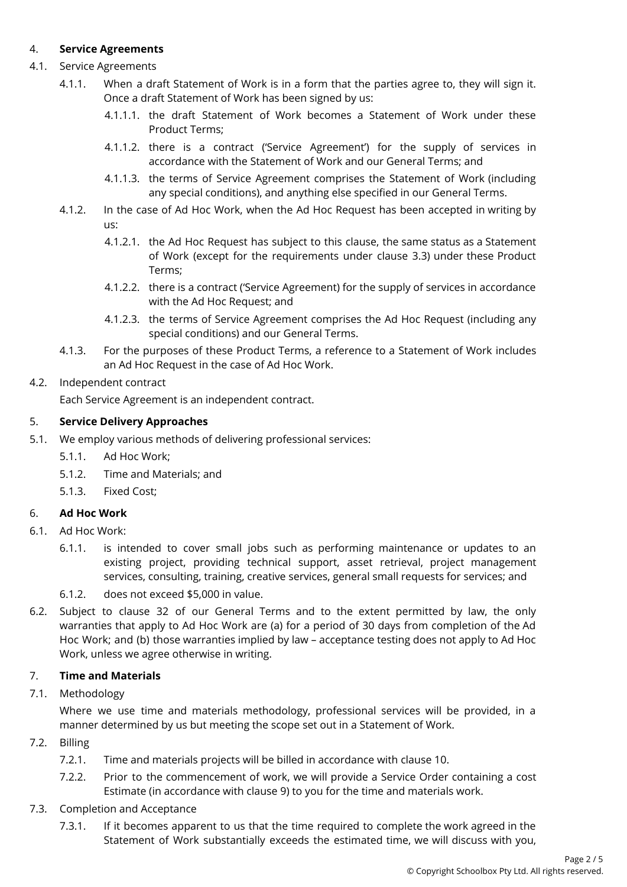4. **Service Agreements**

4.1. Service Agreements

4.1.1. When a draft Statement of Work is in a form that the parties agree to, they will sign it. Once a draft Statement of Work has been signed by us:

4.1.1.1. the draft Statement of Work becomes a Statement of Work under these Product Terms;

4.1.1.2. there is a contract ('Service Agreement') for the supply of services in accordance with the Statement of Work and our General Terms; and

4.1.1.3. the terms of Service Agreement comprises the Statement of Work (including any special conditions), and anything else specified in our General Terms.

4.1.2. In the case of Ad Hoc Work, when the Ad Hoc Request has been accepted in writing by us:

4.1.2.1. the Ad Hoc Request has subject to this clause, the same status as a Statement of Work (except for the requirements under clause 3.3) under these Product Terms;

4.1.2.2. there is a contract ('Service Agreement) for the supply of services in accordance with the Ad Hoc Request; and

4.1.2.3. the terms of Service Agreement comprises the Ad Hoc Request (including any special conditions) and our General Terms.

4.1.3. For the purposes of these Product Terms, a reference to a Statement of Work includes an Ad Hoc Request in the case of Ad Hoc Work.

4.2. Independent contract

Each Service Agreement is an independent contract.

5. **Service Delivery Approaches**

5.1. We employ various methods of delivering professional services:

5.1.1. Ad Hoc Work;

5.1.2. Time and Materials; and

5.1.3. Fixed Cost;

6. **Ad Hoc Work**

6.1. Ad Hoc Work:

6.1.1. is intended to cover small jobs such as performing maintenance or updates to an existing project, providing technical support, asset retrieval, project management services, consulting, training, creative services, general small requests for services; and

6.1.2. does not exceed $5,000 in value.

6.2. Subject to clause 32 of our General Terms and to the extent permitted by law, the only warranties that apply to Ad Hoc Work are (a) for a period of 30 days from completion of the Ad Hoc Work; and (b) those warranties implied by law – acceptance testing does not apply to Ad Hoc Work, unless we agree otherwise in writing.

7. **Time and Materials**

7.1. Methodology

Where we use time and materials methodology, professional services will be provided, in a manner determined by us but meeting the scope set out in a Statement of Work.

7.2. Billing

7.2.1. Time and materials projects will be billed in accordance with clause 10.

7.2.2. Prior to the commencement of work, we will provide a Service Order containing a cost Estimate (in accordance with clause 9) to you for the time and materials work.

7.3. Completion and Acceptance

7.3.1. If it becomes apparent to us that the time required to complete the work agreed in the Statement of Work substantially exceeds the estimated time, we will discuss with you,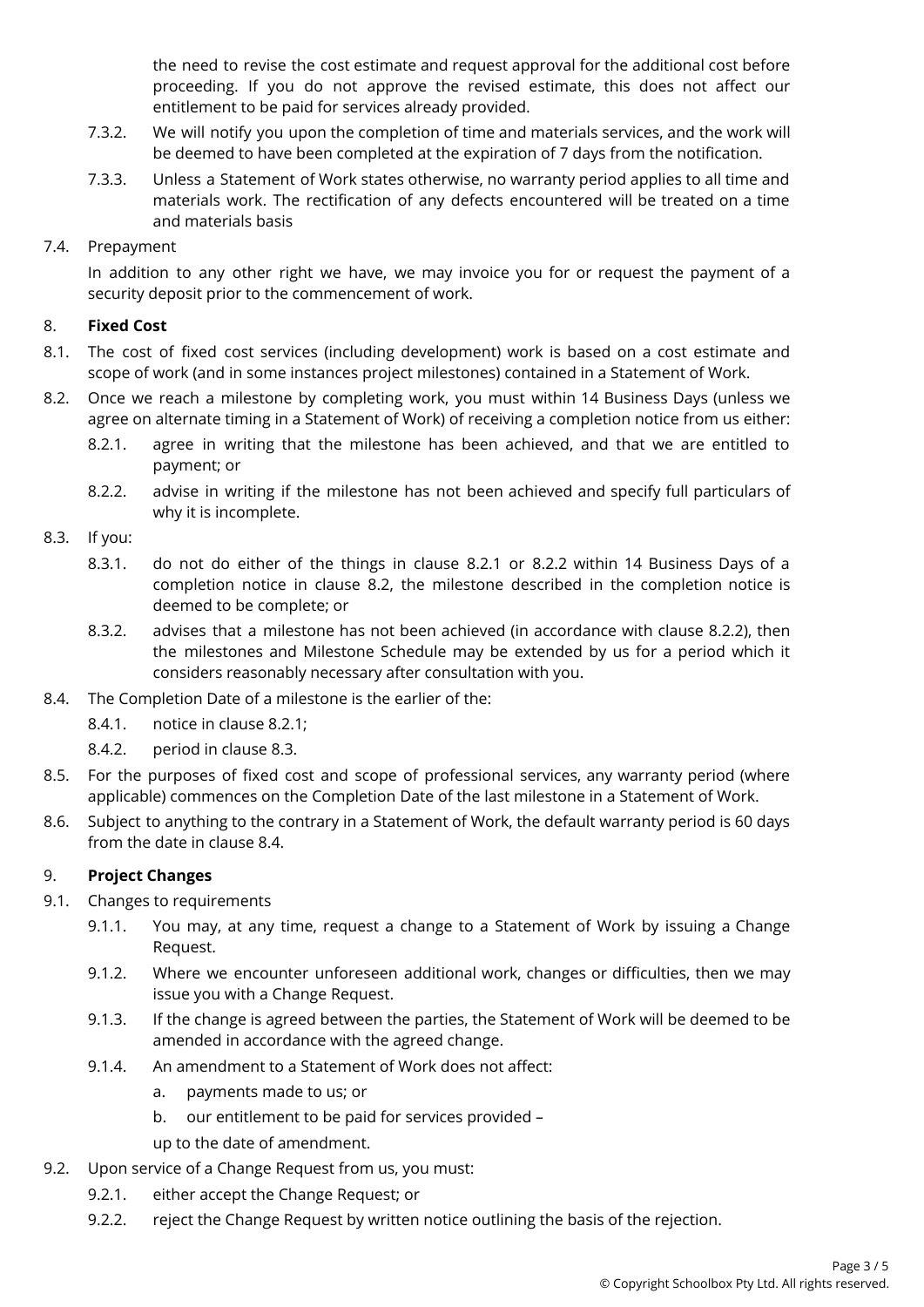the need to revise the cost estimate and request approval for the additional cost before proceeding. If you do not approve the revised estimate, this does not affect our entitlement to be paid for services already provided.

7.3.2. We will notify you upon the completion of time and materials services, and the work will be deemed to have been completed at the expiration of 7 days from the notification.

7.3.3. Unless a Statement of Work states otherwise, no warranty period applies to all time and materials work. The rectification of any defects encountered will be treated on a time and materials basis

7.4. Prepayment

In addition to any other right we have, we may invoice you for or request the payment of a security deposit prior to the commencement of work.

8. **Fixed Cost**

8.1. The cost of fixed cost services (including development) work is based on a cost estimate and scope of work (and in some instances project milestones) contained in a Statement of Work.

8.2. Once we reach a milestone by completing work, you must within 14 Business Days (unless we agree on alternate timing in a Statement of Work) of receiving a completion notice from us either:

8.2.1. agree in writing that the milestone has been achieved, and that we are entitled to payment; or

8.2.2. advise in writing if the milestone has not been achieved and specify full particulars of why it is incomplete.

8.3. If you:

8.3.1. do not do either of the things in clause 8.2.1 or 8.2.2 within 14 Business Days of a completion notice in clause 8.2, the milestone described in the completion notice is deemed to be complete; or

8.3.2. advises that a milestone has not been achieved (in accordance with clause 8.2.2), then the milestones and Milestone Schedule may be extended by us for a period which it considers reasonably necessary after consultation with you.

8.4. The Completion Date of a milestone is the earlier of the:

8.4.1. notice in clause 8.2.1;

8.4.2. period in clause 8.3.

8.5. For the purposes of fixed cost and scope of professional services, any warranty period (where applicable) commences on the Completion Date of the last milestone in a Statement of Work.

8.6. Subject to anything to the contrary in a Statement of Work, the default warranty period is 60 days from the date in clause 8.4.

9. **Project Changes**

9.1. Changes to requirements

9.1.1. You may, at any time, request a change to a Statement of Work by issuing a Change Request.

9.1.2. Where we encounter unforeseen additional work, changes or difficulties, then we may issue you with a Change Request.

9.1.3. If the change is agreed between the parties, the Statement of Work will be deemed to be amended in accordance with the agreed change.

9.1.4. An amendment to a Statement of Work does not affect:

a. payments made to us; or

b. our entitlement to be paid for services provided –

up to the date of amendment.

9.2. Upon service of a Change Request from us, you must:

9.2.1. either accept the Change Request; or

9.2.2. reject the Change Request by written notice outlining the basis of the rejection.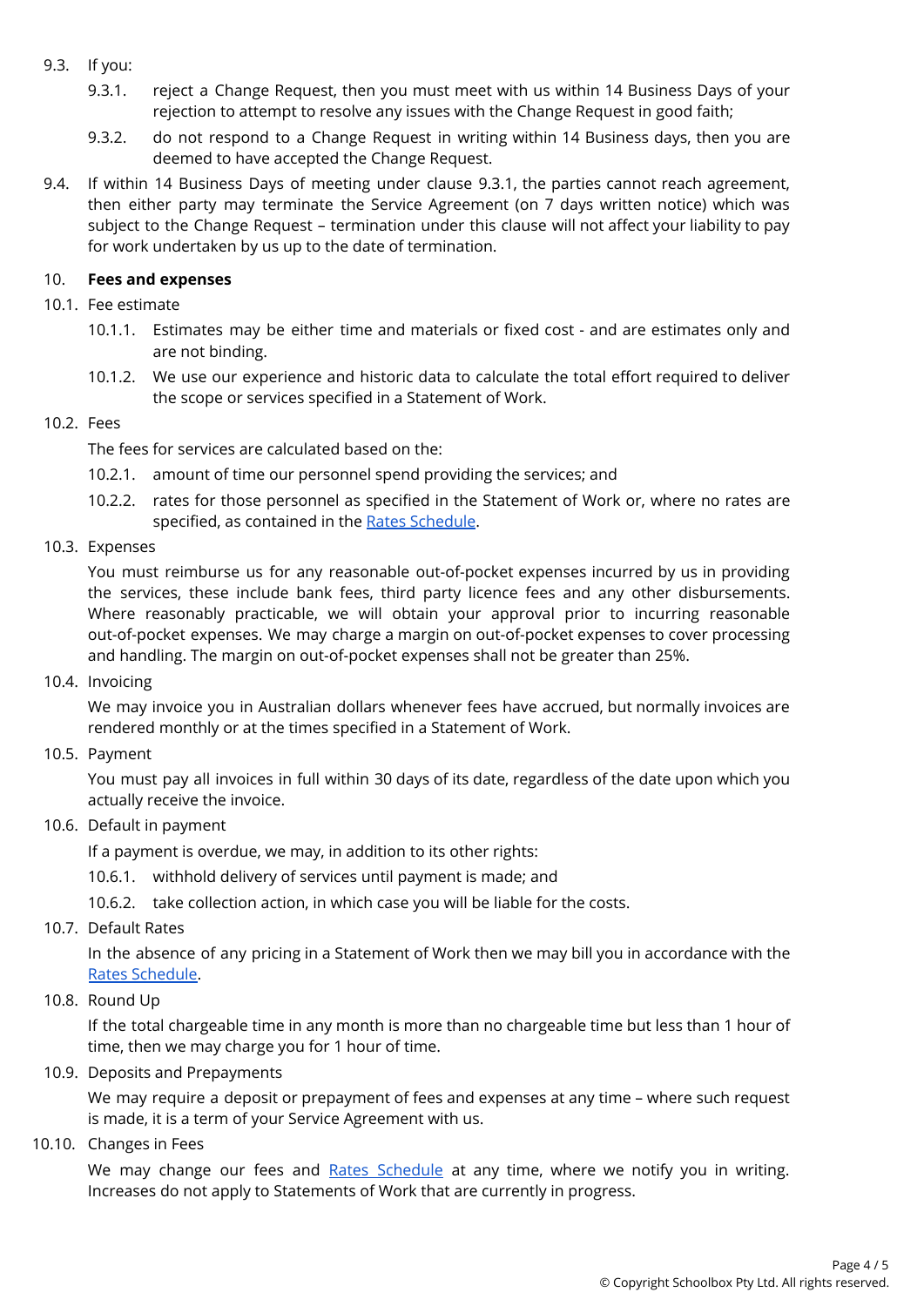9.3. If you:

9.3.1. reject a Change Request, then you must meet with us within 14 Business Days of your rejection to attempt to resolve any issues with the Change Request in good faith;

9.3.2. do not respond to a Change Request in writing within 14 Business days, then you are deemed to have accepted the Change Request.

9.4. If within 14 Business Days of meeting under clause 9.3.1, the parties cannot reach agreement, then either party may terminate the Service Agreement (on 7 days written notice) which was subject to the Change Request – termination under this clause will not affect your liability to pay for work undertaken by us up to the date of termination.

## 10. **Fees and expenses**

10.1. Fee estimate

10.1.1. Estimates may be either time and materials or fixed cost - and are estimates only and are not binding.

10.1.2. We use our experience and historic data to calculate the total effort required to deliver the scope or services specified in a Statement of Work.

10.2. Fees

The fees for services are calculated based on the:

10.2.1. amount of time our personnel spend providing the services; and

10.2.2. rates for those personnel as specified in the Statement of Work or, where no rates are specified, as contained in the Rates Schedule.

10.3. Expenses

You must reimburse us for any reasonable out-of-pocket expenses incurred by us in providing the services, these include bank fees, third party licence fees and any other disbursements. Where reasonably practicable, we will obtain your approval prior to incurring reasonable out-of-pocket expenses. We may charge a margin on out-of-pocket expenses to cover processing and handling. The margin on out-of-pocket expenses shall not be greater than 25%.

10.4. Invoicing

We may invoice you in Australian dollars whenever fees have accrued, but normally invoices are rendered monthly or at the times specified in a Statement of Work.

10.5. Payment

You must pay all invoices in full within 30 days of its date, regardless of the date upon which you actually receive the invoice.

10.6. Default in payment

If a payment is overdue, we may, in addition to its other rights:

10.6.1. withhold delivery of services until payment is made; and

10.6.2. take collection action, in which case you will be liable for the costs.

10.7. Default Rates

In the absence of any pricing in a Statement of Work then we may bill you in accordance with the Rates Schedule.

10.8. Round Up

If the total chargeable time in any month is more than no chargeable time but less than 1 hour of time, then we may charge you for 1 hour of time.

10.9. Deposits and Prepayments

We may require a deposit or prepayment of fees and expenses at any time – where such request is made, it is a term of your Service Agreement with us.

10.10. Changes in Fees

We may change our fees and Rates Schedule at any time, where we notify you in writing. Increases do not apply to Statements of Work that are currently in progress.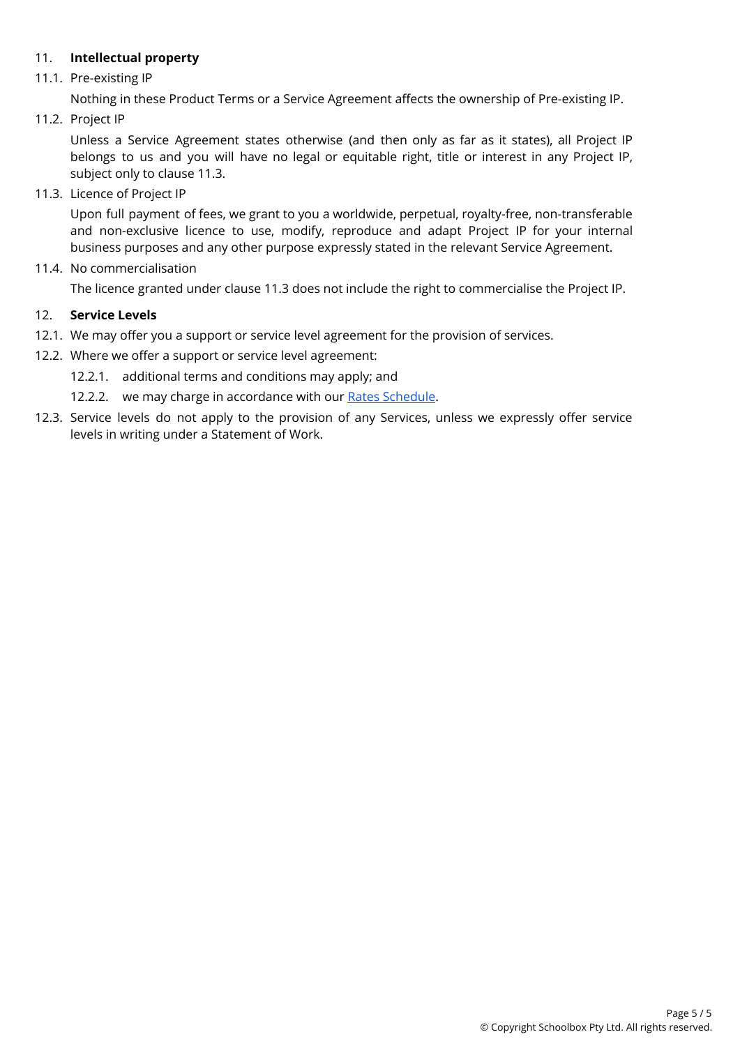## 11. **Intellectual property**

11.1. Pre-existing IP

Nothing in these Product Terms or a Service Agreement affects the ownership of Pre-existing IP.

11.2. Project IP

Unless a Service Agreement states otherwise (and then only as far as it states), all Project IP belongs to us and you will have no legal or equitable right, title or interest in any Project IP, subject only to clause 11.3.

11.3. Licence of Project IP

Upon full payment of fees, we grant to you a worldwide, perpetual, royalty-free, non-transferable and non-exclusive licence to use, modify, reproduce and adapt Project IP for your internal business purposes and any other purpose expressly stated in the relevant Service Agreement.

11.4. No commercialisation

The licence granted under clause 11.3 does not include the right to commercialise the Project IP.

## 12. **Service Levels**

12.1. We may offer you a support or service level agreement for the provision of services.

12.2. Where we offer a support or service level agreement:

12.2.1. additional terms and conditions may apply; and

12.2.2. we may charge in accordance with our Rates Schedule.

12.3. Service levels do not apply to the provision of any Services, unless we expressly offer service levels in writing under a Statement of Work.

© Copyright Schoolbox Pty Ltd. All rights reserved.